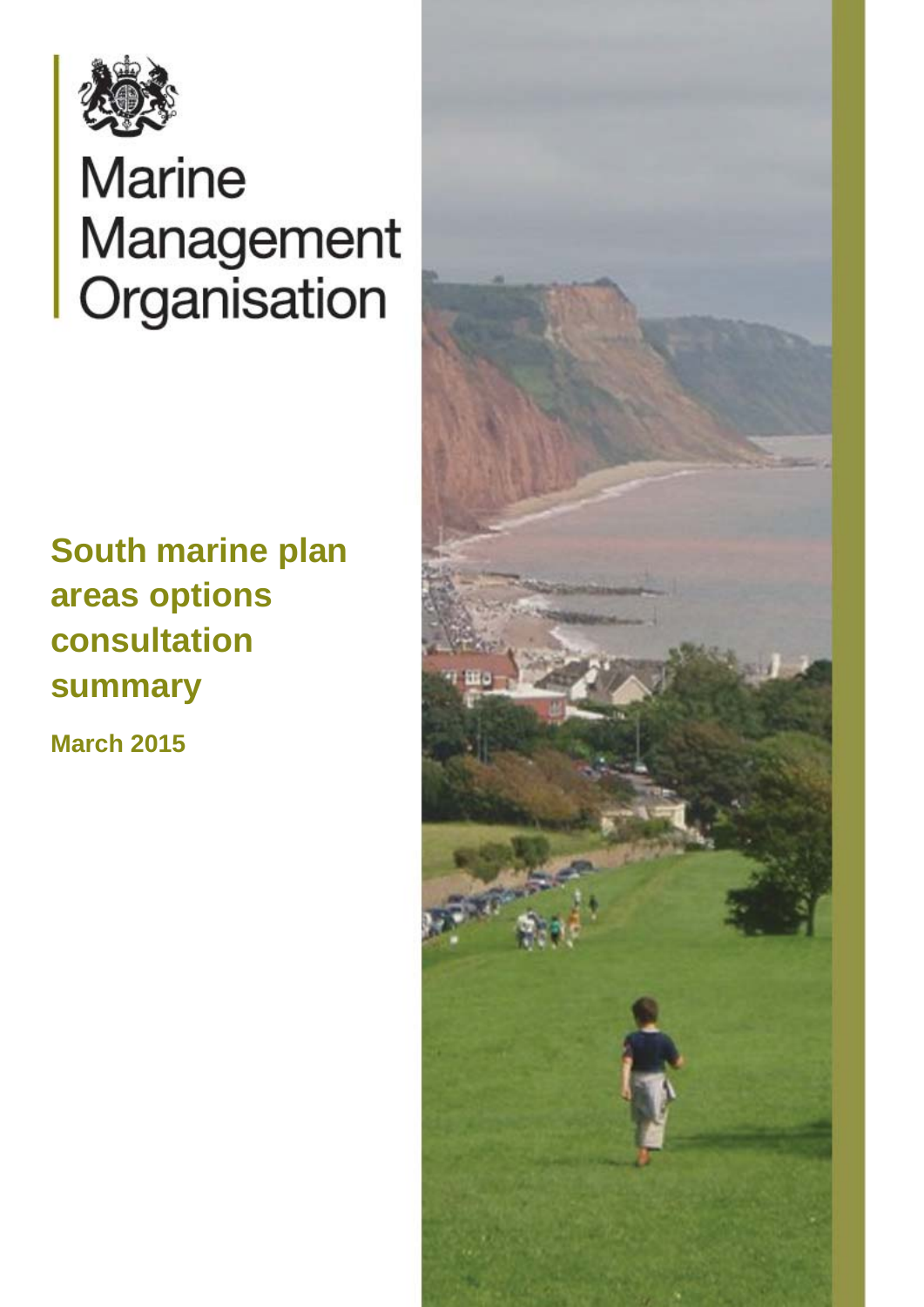Marine Management Organisation

# South marine plan areas options consultation summary

**March 2015**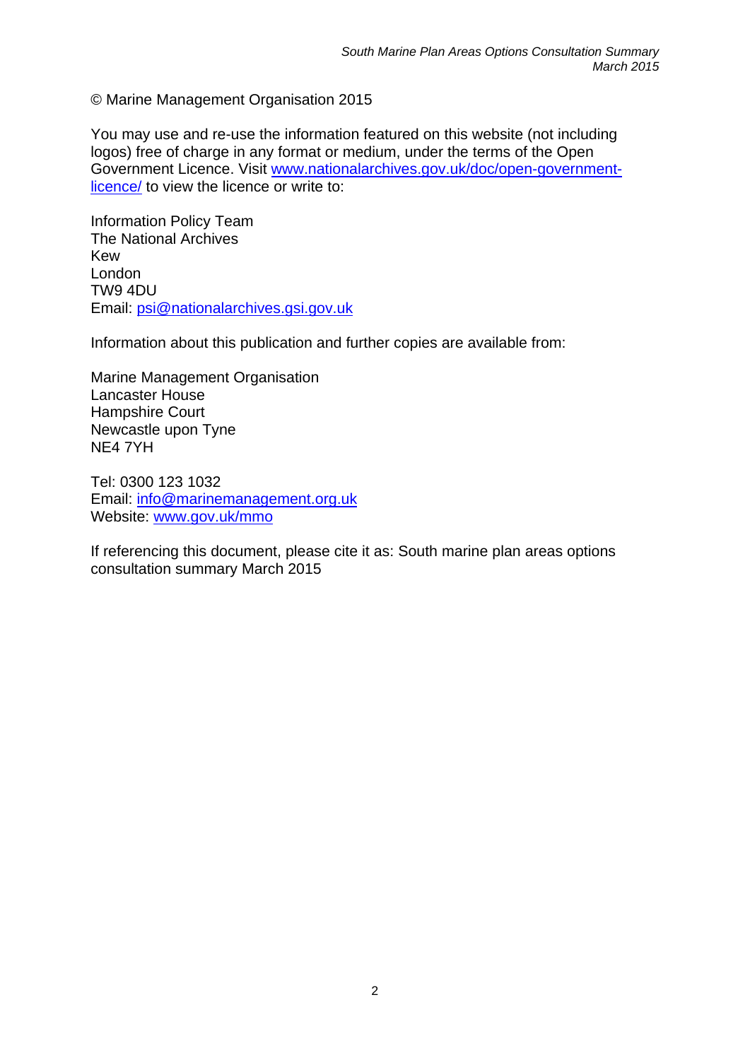© Marine Management Organisation 2015

You may use and re-use the information featured on this website (not including logos) free of charge in any format or medium, under the terms of the Open Government Licence. Visit [www.nationalarchives.gov.uk/doc/open-government-licence/](http://www.nationalarchives.gov.uk/doc/open-government-licence/) to view the licence or write to:

Information Policy Team
The National Archives
Kew
London
TW9 4DU
Email: [psi@nationalarchives.gsi.gov.uk](mailto:psi@nationalarchives.gsi.gov.uk)

Information about this publication and further copies are available from:

Marine Management Organisation
Lancaster House
Hampshire Court
Newcastle upon Tyne
NE4 7YH

Tel: 0300 123 1032
Email: [info@marinemanagement.org.uk](mailto:info@marinemanagement.org.uk)
Website: [www.gov.uk/mmo](http://www.gov.uk/mmo)

If referencing this document, please cite it as: South marine plan areas options consultation summary March 2015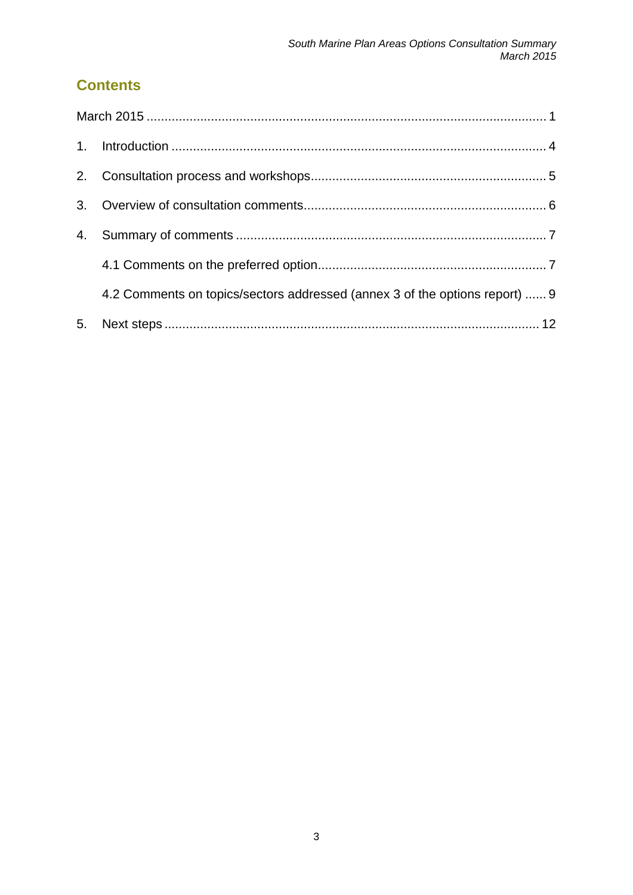## Contents

March 2015 ............................................................................................................... 1

1. Introduction ........................................................................................................ 4

2. Consultation process and workshops................................................................. 5

3. Overview of consultation comments................................................................... 6

4. Summary of comments ...................................................................................... 7

   4.1 Comments on the preferred option............................................................... 7

   4.2 Comments on topics/sectors addressed (annex 3 of the options report) ...... 9

5. Next steps ........................................................................................................ 12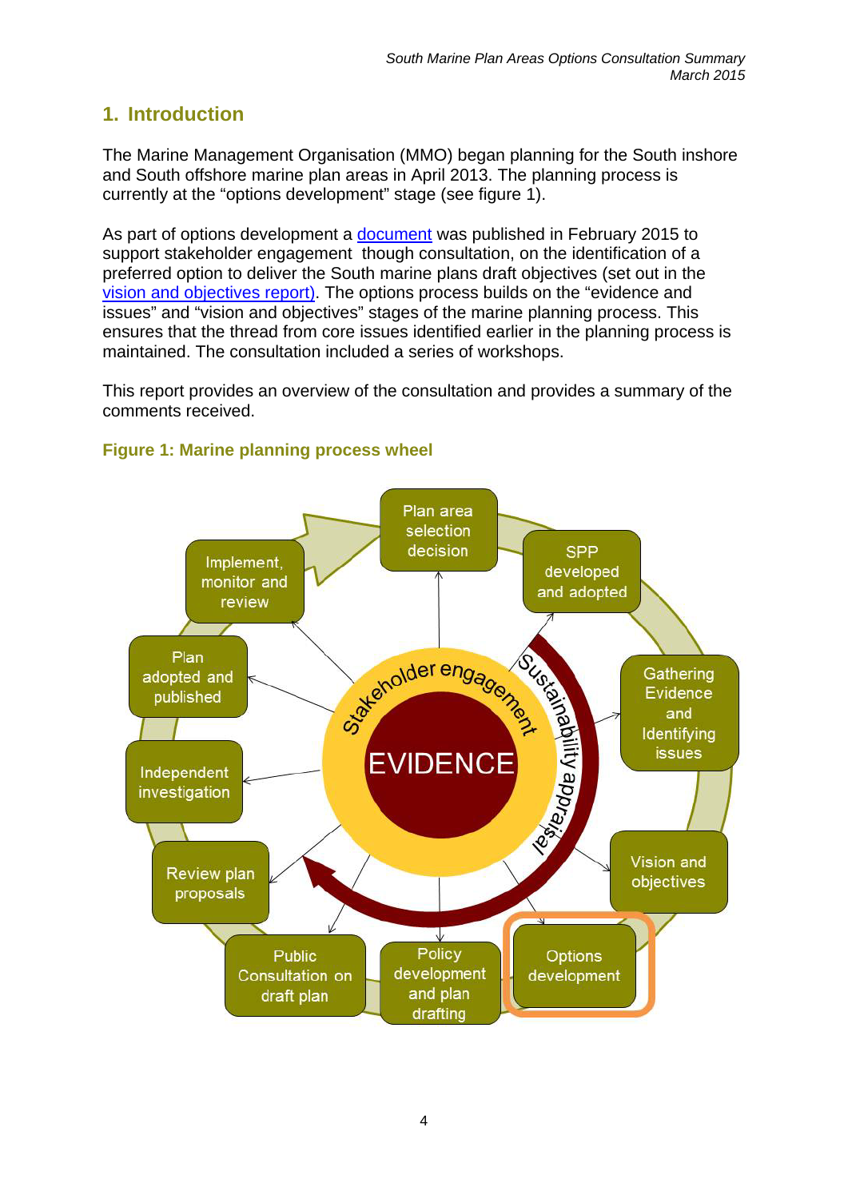## 1. Introduction

The Marine Management Organisation (MMO) began planning for the South inshore and South offshore marine plan areas in April 2013. The planning process is currently at the “options development” stage (see figure 1).

As part of options development a document was published in February 2015 to support stakeholder engagement though consultation, on the identification of a preferred option to deliver the South marine plans draft objectives (set out in the vision and objectives report). The options process builds on the “evidence and issues” and “vision and objectives” stages of the marine planning process. This ensures that the thread from core issues identified earlier in the planning process is maintained. The consultation included a series of workshops.

This report provides an overview of the consultation and provides a summary of the comments received.

**Figure 1: Marine planning process wheel**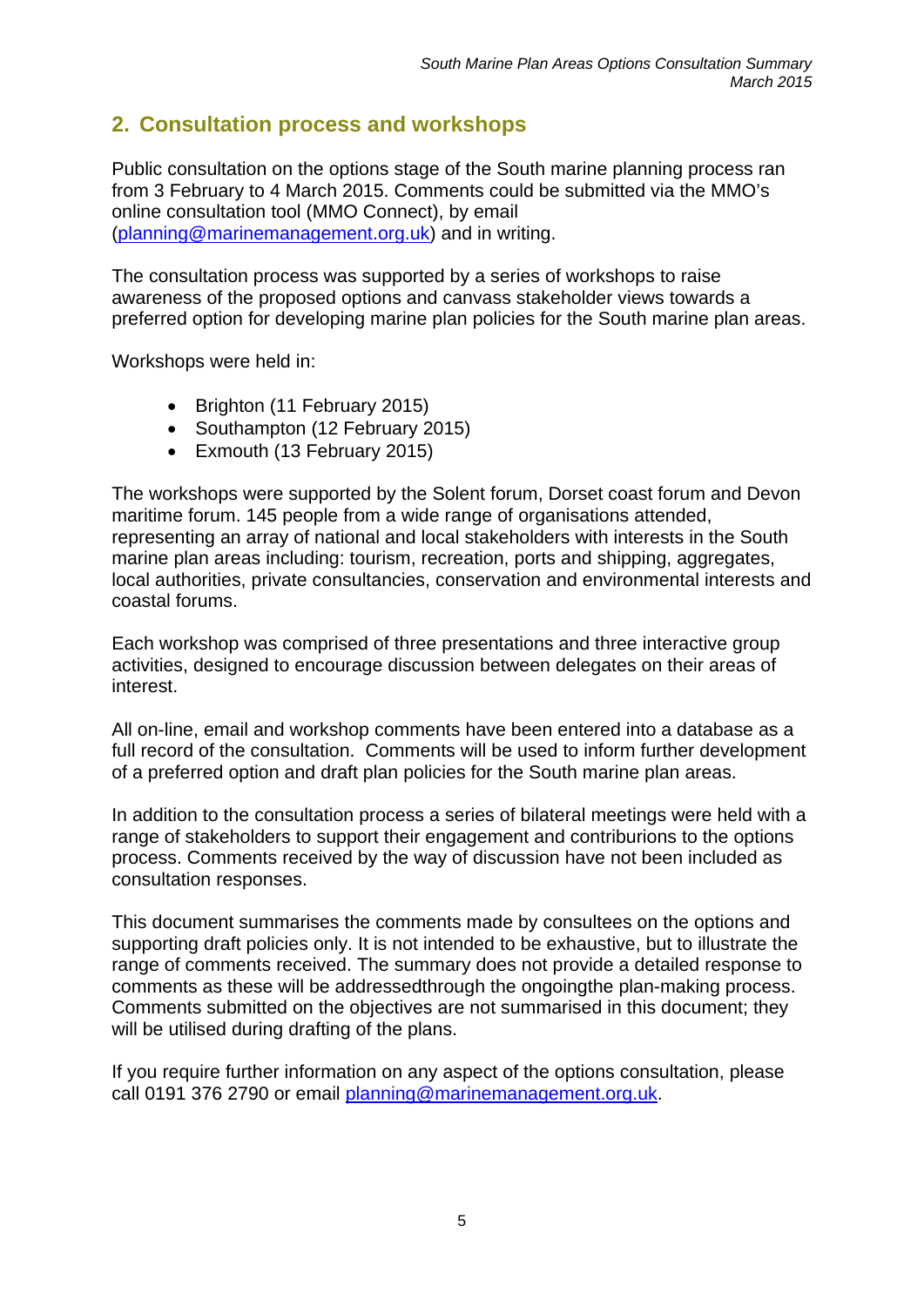## 2. Consultation process and workshops

Public consultation on the options stage of the South marine planning process ran from 3 February to 4 March 2015. Comments could be submitted via the MMO's online consultation tool (MMO Connect), by email (planning@marinemanagement.org.uk) and in writing.

The consultation process was supported by a series of workshops to raise awareness of the proposed options and canvass stakeholder views towards a preferred option for developing marine plan policies for the South marine plan areas.

Workshops were held in:

- Brighton (11 February 2015)
- Southampton (12 February 2015)
- Exmouth (13 February 2015)

The workshops were supported by the Solent forum, Dorset coast forum and Devon maritime forum. 145 people from a wide range of organisations attended, representing an array of national and local stakeholders with interests in the South marine plan areas including: tourism, recreation, ports and shipping, aggregates, local authorities, private consultancies, conservation and environmental interests and coastal forums.

Each workshop was comprised of three presentations and three interactive group activities, designed to encourage discussion between delegates on their areas of interest.

All on-line, email and workshop comments have been entered into a database as a full record of the consultation. Comments will be used to inform further development of a preferred option and draft plan policies for the South marine plan areas.

In addition to the consultation process a series of bilateral meetings were held with a range of stakeholders to support their engagement and contriburions to the options process. Comments received by the way of discussion have not been included as consultation responses.

This document summarises the comments made by consultees on the options and supporting draft policies only. It is not intended to be exhaustive, but to illustrate the range of comments received. The summary does not provide a detailed response to comments as these will be addressedthrough the ongoingthe plan-making process. Comments submitted on the objectives are not summarised in this document; they will be utilised during drafting of the plans.

If you require further information on any aspect of the options consultation, please call 0191 376 2790 or email planning@marinemanagement.org.uk.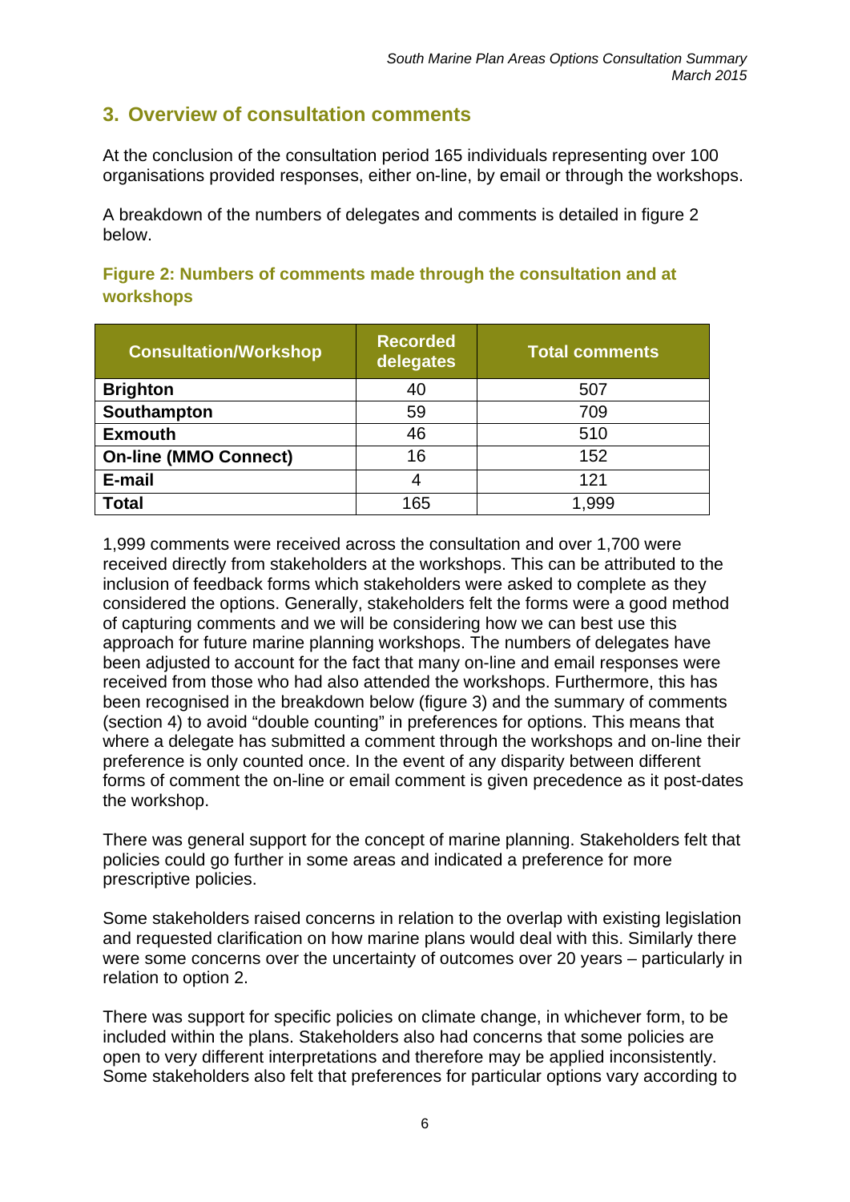## 3. Overview of consultation comments

At the conclusion of the consultation period 165 individuals representing over 100 organisations provided responses, either on-line, by email or through the workshops.

A breakdown of the numbers of delegates and comments is detailed in figure 2 below.

### Figure 2: Numbers of comments made through the consultation and at workshops

| Consultation/Workshop | Recorded delegates | Total comments |
|---|---|---|
| **Brighton** | 40 | 507 |
| **Southampton** | 59 | 709 |
| **Exmouth** | 46 | 510 |
| **On-line (MMO Connect)** | 16 | 152 |
| **E-mail** | 4 | 121 |
| **Total** | 165 | 1,999 |

1,999 comments were received across the consultation and over 1,700 were received directly from stakeholders at the workshops. This can be attributed to the inclusion of feedback forms which stakeholders were asked to complete as they considered the options. Generally, stakeholders felt the forms were a good method of capturing comments and we will be considering how we can best use this approach for future marine planning workshops. The numbers of delegates have been adjusted to account for the fact that many on-line and email responses were received from those who had also attended the workshops. Furthermore, this has been recognised in the breakdown below (figure 3) and the summary of comments (section 4) to avoid "double counting" in preferences for options. This means that where a delegate has submitted a comment through the workshops and on-line their preference is only counted once. In the event of any disparity between different forms of comment the on-line or email comment is given precedence as it post-dates the workshop.

There was general support for the concept of marine planning. Stakeholders felt that policies could go further in some areas and indicated a preference for more prescriptive policies.

Some stakeholders raised concerns in relation to the overlap with existing legislation and requested clarification on how marine plans would deal with this. Similarly there were some concerns over the uncertainty of outcomes over 20 years – particularly in relation to option 2.

There was support for specific policies on climate change, in whichever form, to be included within the plans. Stakeholders also had concerns that some policies are open to very different interpretations and therefore may be applied inconsistently. Some stakeholders also felt that preferences for particular options vary according to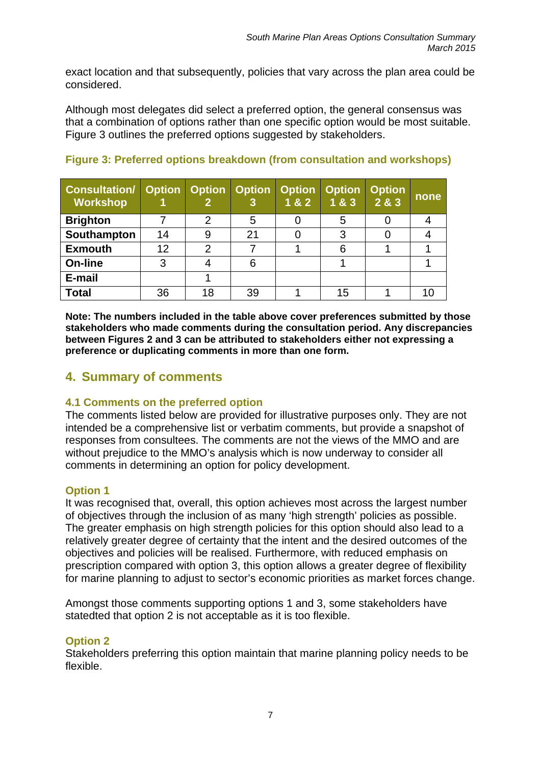exact location and that subsequently, policies that vary across the plan area could be considered.

Although most delegates did select a preferred option, the general consensus was that a combination of options rather than one specific option would be most suitable. Figure 3 outlines the preferred options suggested by stakeholders.

**Figure 3: Preferred options breakdown (from consultation and workshops)**

| Consultation/ Workshop | Option 1 | Option 2 | Option 3 | Option 1 & 2 | Option 1 & 3 | Option 2 & 3 | none |
|---|---|---|---|---|---|---|---|
| **Brighton** | 7 | 2 | 5 | 0 | 5 | 0 | 4 |
| **Southampton** | 14 | 9 | 21 | 0 | 3 | 0 | 4 |
| **Exmouth** | 12 | 2 | 7 | 1 | 6 | 1 | 1 |
| **On-line** | 3 | 4 | 6 | | 1 | | 1 |
| **E-mail** | | 1 | | | | | |
| **Total** | 36 | 18 | 39 | 1 | 15 | 1 | 10 |

**Note: The numbers included in the table above cover preferences submitted by those stakeholders who made comments during the consultation period. Any discrepancies between Figures 2 and 3 can be attributed to stakeholders either not expressing a preference or duplicating comments in more than one form.**

## 4. Summary of comments

### 4.1 Comments on the preferred option

The comments listed below are provided for illustrative purposes only. They are not intended be a comprehensive list or verbatim comments, but provide a snapshot of responses from consultees. The comments are not the views of the MMO and are without prejudice to the MMO's analysis which is now underway to consider all comments in determining an option for policy development.

#### Option 1

It was recognised that, overall, this option achieves most across the largest number of objectives through the inclusion of as many 'high strength' policies as possible. The greater emphasis on high strength policies for this option should also lead to a relatively greater degree of certainty that the intent and the desired outcomes of the objectives and policies will be realised. Furthermore, with reduced emphasis on prescription compared with option 3, this option allows a greater degree of flexibility for marine planning to adjust to sector's economic priorities as market forces change.

Amongst those comments supporting options 1 and 3, some stakeholders have statedted that option 2 is not acceptable as it is too flexible.

#### Option 2

Stakeholders preferring this option maintain that marine planning policy needs to be flexible.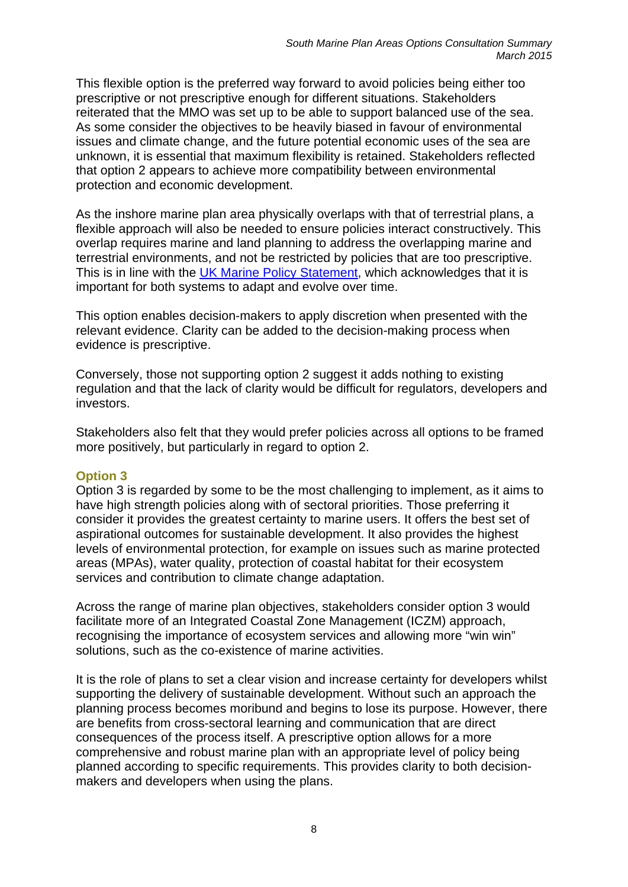This flexible option is the preferred way forward to avoid policies being either too prescriptive or not prescriptive enough for different situations. Stakeholders reiterated that the MMO was set up to be able to support balanced use of the sea. As some consider the objectives to be heavily biased in favour of environmental issues and climate change, and the future potential economic uses of the sea are unknown, it is essential that maximum flexibility is retained. Stakeholders reflected that option 2 appears to achieve more compatibility between environmental protection and economic development.

As the inshore marine plan area physically overlaps with that of terrestrial plans, a flexible approach will also be needed to ensure policies interact constructively. This overlap requires marine and land planning to address the overlapping marine and terrestrial environments, and not be restricted by policies that are too prescriptive. This is in line with the UK Marine Policy Statement, which acknowledges that it is important for both systems to adapt and evolve over time.

This option enables decision-makers to apply discretion when presented with the relevant evidence. Clarity can be added to the decision-making process when evidence is prescriptive.

Conversely, those not supporting option 2 suggest it adds nothing to existing regulation and that the lack of clarity would be difficult for regulators, developers and investors.

Stakeholders also felt that they would prefer policies across all options to be framed more positively, but particularly in regard to option 2.

### Option 3

Option 3 is regarded by some to be the most challenging to implement, as it aims to have high strength policies along with of sectoral priorities. Those preferring it consider it provides the greatest certainty to marine users. It offers the best set of aspirational outcomes for sustainable development. It also provides the highest levels of environmental protection, for example on issues such as marine protected areas (MPAs), water quality, protection of coastal habitat for their ecosystem services and contribution to climate change adaptation.

Across the range of marine plan objectives, stakeholders consider option 3 would facilitate more of an Integrated Coastal Zone Management (ICZM) approach, recognising the importance of ecosystem services and allowing more "win win" solutions, such as the co-existence of marine activities.

It is the role of plans to set a clear vision and increase certainty for developers whilst supporting the delivery of sustainable development. Without such an approach the planning process becomes moribund and begins to lose its purpose. However, there are benefits from cross-sectoral learning and communication that are direct consequences of the process itself. A prescriptive option allows for a more comprehensive and robust marine plan with an appropriate level of policy being planned according to specific requirements. This provides clarity to both decision-makers and developers when using the plans.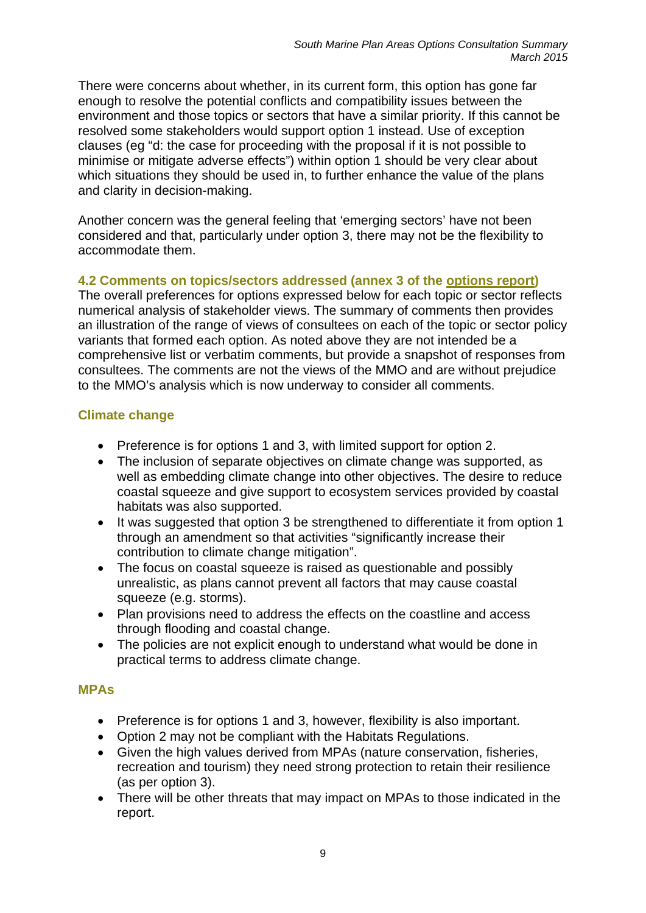There were concerns about whether, in its current form, this option has gone far enough to resolve the potential conflicts and compatibility issues between the environment and those topics or sectors that have a similar priority. If this cannot be resolved some stakeholders would support option 1 instead. Use of exception clauses (eg "d: the case for proceeding with the proposal if it is not possible to minimise or mitigate adverse effects") within option 1 should be very clear about which situations they should be used in, to further enhance the value of the plans and clarity in decision-making.

Another concern was the general feeling that 'emerging sectors' have not been considered and that, particularly under option 3, there may not be the flexibility to accommodate them.

### 4.2 Comments on topics/sectors addressed (annex 3 of the options report)

The overall preferences for options expressed below for each topic or sector reflects numerical analysis of stakeholder views. The summary of comments then provides an illustration of the range of views of consultees on each of the topic or sector policy variants that formed each option. As noted above they are not intended be a comprehensive list or verbatim comments, but provide a snapshot of responses from consultees. The comments are not the views of the MMO and are without prejudice to the MMO's analysis which is now underway to consider all comments.

#### Climate change

- Preference is for options 1 and 3, with limited support for option 2.
- The inclusion of separate objectives on climate change was supported, as well as embedding climate change into other objectives. The desire to reduce coastal squeeze and give support to ecosystem services provided by coastal habitats was also supported.
- It was suggested that option 3 be strengthened to differentiate it from option 1 through an amendment so that activities "significantly increase their contribution to climate change mitigation".
- The focus on coastal squeeze is raised as questionable and possibly unrealistic, as plans cannot prevent all factors that may cause coastal squeeze (e.g. storms).
- Plan provisions need to address the effects on the coastline and access through flooding and coastal change.
- The policies are not explicit enough to understand what would be done in practical terms to address climate change.

#### MPAs

- Preference is for options 1 and 3, however, flexibility is also important.
- Option 2 may not be compliant with the Habitats Regulations.
- Given the high values derived from MPAs (nature conservation, fisheries, recreation and tourism) they need strong protection to retain their resilience (as per option 3).
- There will be other threats that may impact on MPAs to those indicated in the report.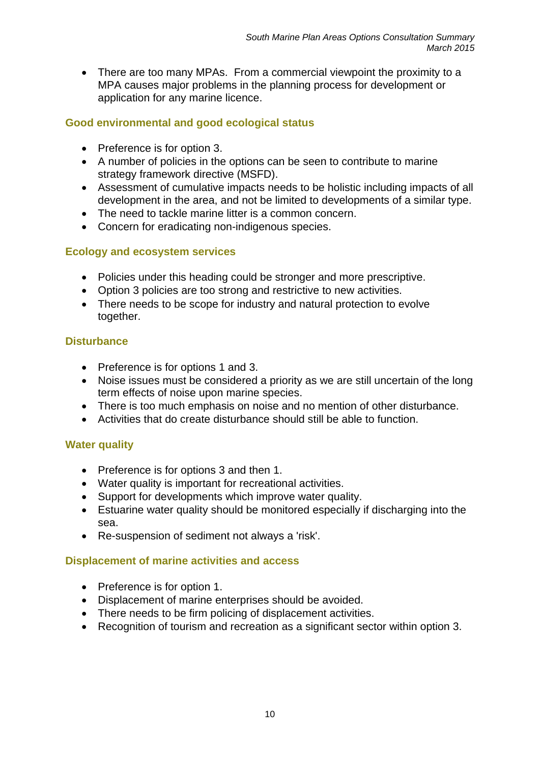- There are too many MPAs.  From a commercial viewpoint the proximity to a MPA causes major problems in the planning process for development or application for any marine licence.

### Good environmental and good ecological status

- Preference is for option 3.
- A number of policies in the options can be seen to contribute to marine strategy framework directive (MSFD).
- Assessment of cumulative impacts needs to be holistic including impacts of all development in the area, and not be limited to developments of a similar type.
- The need to tackle marine litter is a common concern.
- Concern for eradicating non-indigenous species.

### Ecology and ecosystem services

- Policies under this heading could be stronger and more prescriptive.
- Option 3 policies are too strong and restrictive to new activities.
- There needs to be scope for industry and natural protection to evolve together.

### Disturbance

- Preference is for options 1 and 3.
- Noise issues must be considered a priority as we are still uncertain of the long term effects of noise upon marine species.
- There is too much emphasis on noise and no mention of other disturbance.
- Activities that do create disturbance should still be able to function.

### Water quality

- Preference is for options 3 and then 1.
- Water quality is important for recreational activities.
- Support for developments which improve water quality.
- Estuarine water quality should be monitored especially if discharging into the sea.
- Re-suspension of sediment not always a 'risk'.

### Displacement of marine activities and access

- Preference is for option 1.
- Displacement of marine enterprises should be avoided.
- There needs to be firm policing of displacement activities.
- Recognition of tourism and recreation as a significant sector within option 3.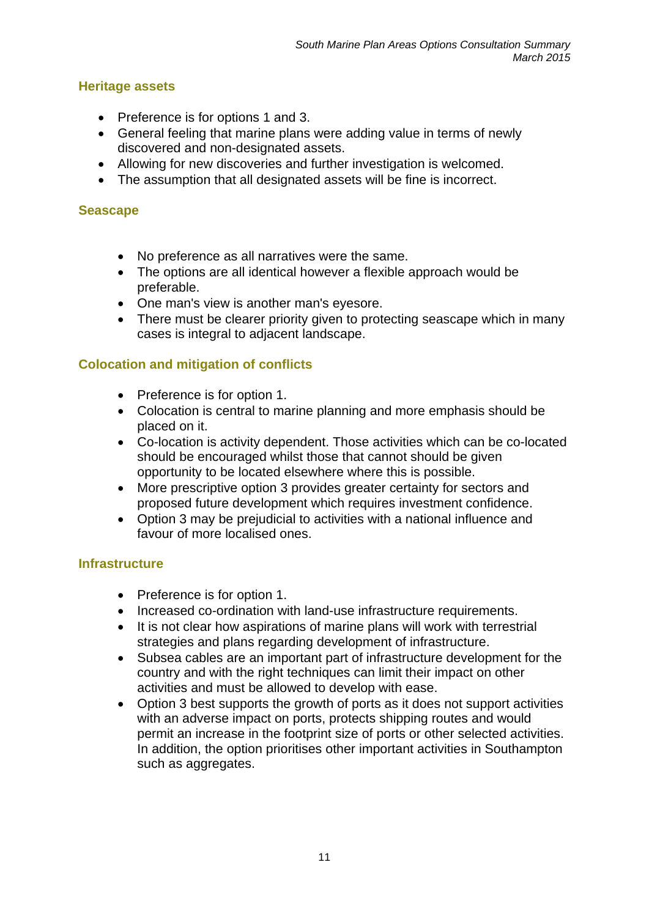### Heritage assets

- Preference is for options 1 and 3.
- General feeling that marine plans were adding value in terms of newly discovered and non-designated assets.
- Allowing for new discoveries and further investigation is welcomed.
- The assumption that all designated assets will be fine is incorrect.

### Seascape

- No preference as all narratives were the same.
- The options are all identical however a flexible approach would be preferable.
- One man's view is another man's eyesore.
- There must be clearer priority given to protecting seascape which in many cases is integral to adjacent landscape.

### Colocation and mitigation of conflicts

- Preference is for option 1.
- Colocation is central to marine planning and more emphasis should be placed on it.
- Co-location is activity dependent. Those activities which can be co-located should be encouraged whilst those that cannot should be given opportunity to be located elsewhere where this is possible.
- More prescriptive option 3 provides greater certainty for sectors and proposed future development which requires investment confidence.
- Option 3 may be prejudicial to activities with a national influence and favour of more localised ones.

### Infrastructure

- Preference is for option 1.
- Increased co-ordination with land-use infrastructure requirements.
- It is not clear how aspirations of marine plans will work with terrestrial strategies and plans regarding development of infrastructure.
- Subsea cables are an important part of infrastructure development for the country and with the right techniques can limit their impact on other activities and must be allowed to develop with ease.
- Option 3 best supports the growth of ports as it does not support activities with an adverse impact on ports, protects shipping routes and would permit an increase in the footprint size of ports or other selected activities. In addition, the option prioritises other important activities in Southampton such as aggregates.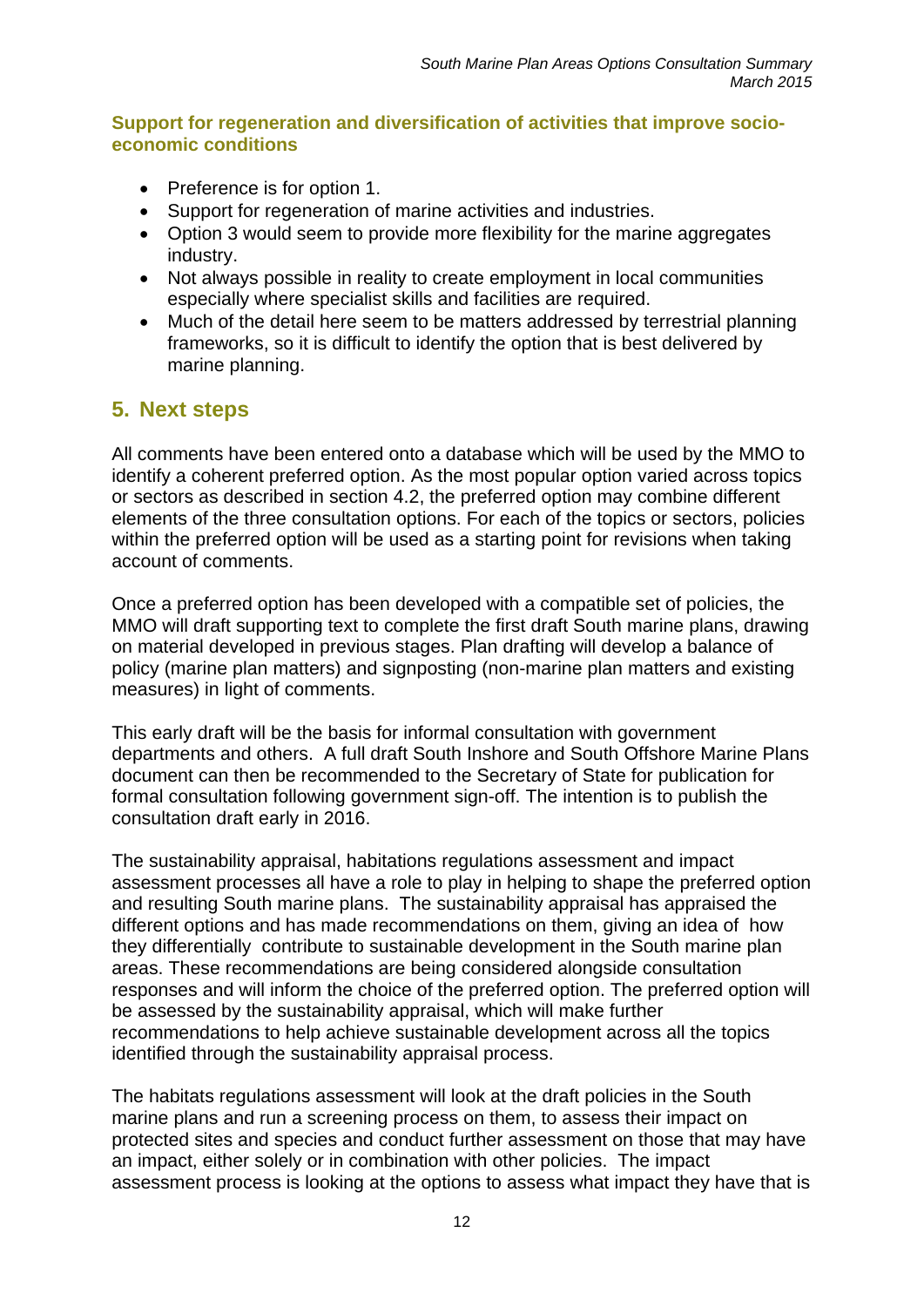**Support for regeneration and diversification of activities that improve socio-economic conditions**

- Preference is for option 1.
- Support for regeneration of marine activities and industries.
- Option 3 would seem to provide more flexibility for the marine aggregates industry.
- Not always possible in reality to create employment in local communities especially where specialist skills and facilities are required.
- Much of the detail here seem to be matters addressed by terrestrial planning frameworks, so it is difficult to identify the option that is best delivered by marine planning.

## 5. Next steps

All comments have been entered onto a database which will be used by the MMO to identify a coherent preferred option. As the most popular option varied across topics or sectors as described in section 4.2, the preferred option may combine different elements of the three consultation options. For each of the topics or sectors, policies within the preferred option will be used as a starting point for revisions when taking account of comments.

Once a preferred option has been developed with a compatible set of policies, the MMO will draft supporting text to complete the first draft South marine plans, drawing on material developed in previous stages. Plan drafting will develop a balance of policy (marine plan matters) and signposting (non-marine plan matters and existing measures) in light of comments.

This early draft will be the basis for informal consultation with government departments and others. A full draft South Inshore and South Offshore Marine Plans document can then be recommended to the Secretary of State for publication for formal consultation following government sign-off. The intention is to publish the consultation draft early in 2016.

The sustainability appraisal, habitations regulations assessment and impact assessment processes all have a role to play in helping to shape the preferred option and resulting South marine plans. The sustainability appraisal has appraised the different options and has made recommendations on them, giving an idea of how they differentially contribute to sustainable development in the South marine plan areas. These recommendations are being considered alongside consultation responses and will inform the choice of the preferred option. The preferred option will be assessed by the sustainability appraisal, which will make further recommendations to help achieve sustainable development across all the topics identified through the sustainability appraisal process.

The habitats regulations assessment will look at the draft policies in the South marine plans and run a screening process on them, to assess their impact on protected sites and species and conduct further assessment on those that may have an impact, either solely or in combination with other policies. The impact assessment process is looking at the options to assess what impact they have that is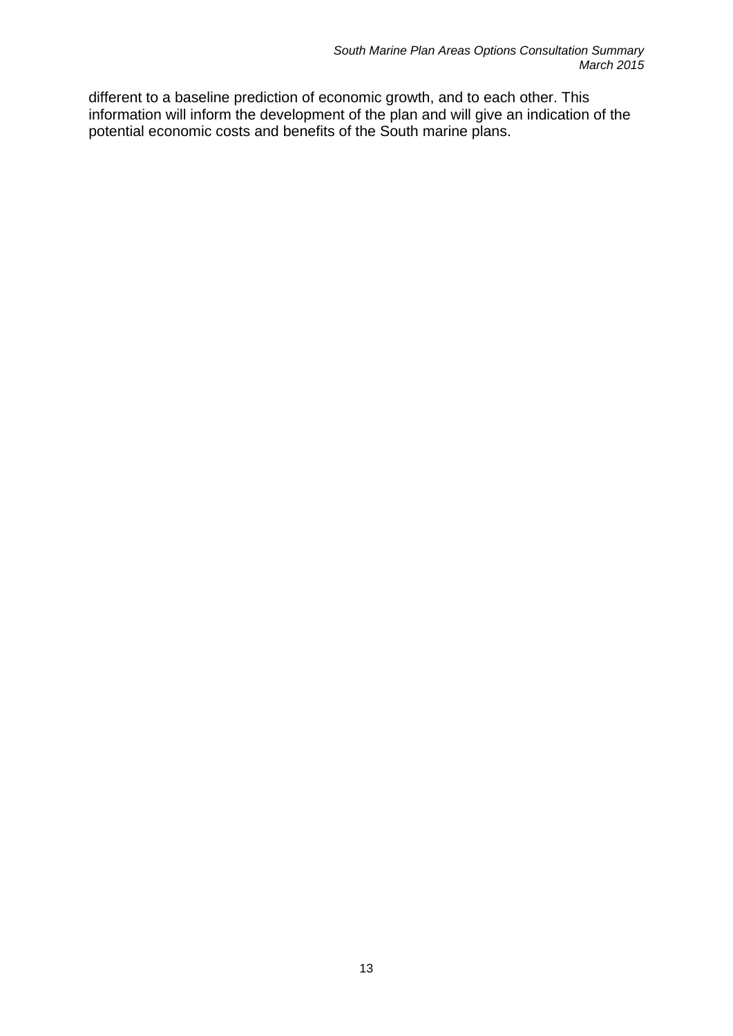different to a baseline prediction of economic growth, and to each other. This information will inform the development of the plan and will give an indication of the potential economic costs and benefits of the South marine plans.